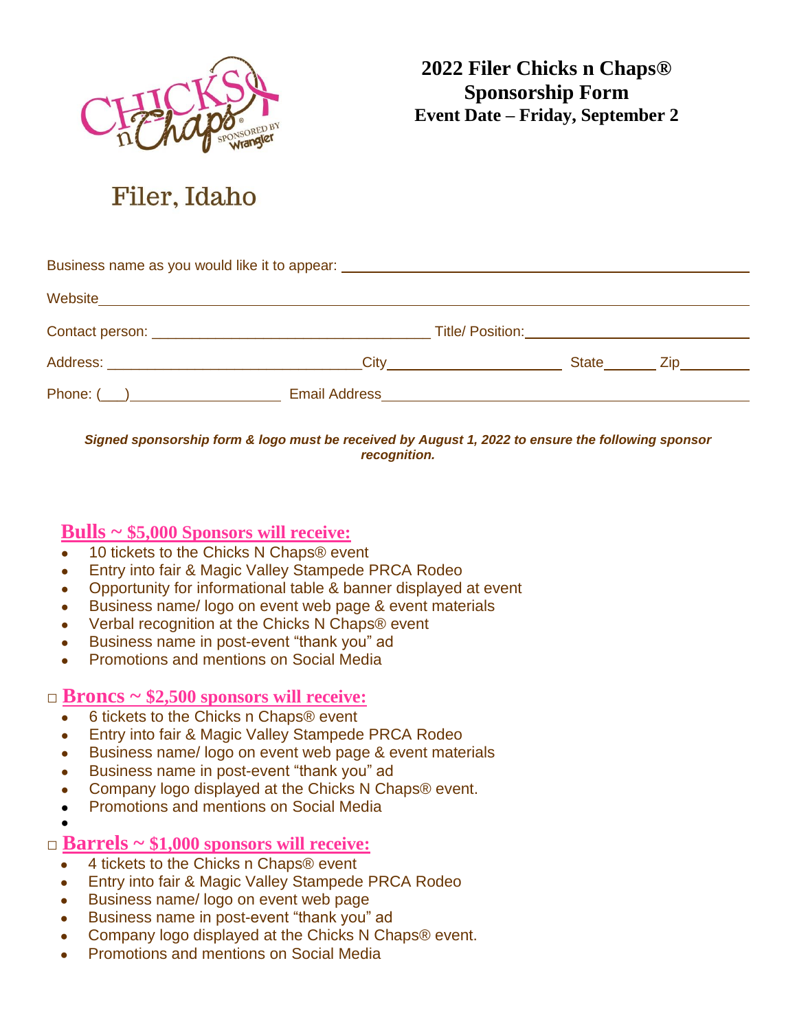# 2022 Filer Chicks n Chaps®
# Sponsorship Form
### Event Date – Friday, September 2

Filer, Idaho

Business name as you would like it to appear: ______________________________

Website ______________________________

Contact person: ______________________________ Title/ Position: ______________________________

Address: ______________________________ City ______________________________ State ________ Zip ________

Phone: (___) ______________________ Email Address ______________________________

***Signed sponsorship form & logo must be received by August 1, 2022 to ensure the following sponsor recognition.***

## Bulls ~ $5,000 Sponsors will receive:

- 10 tickets to the Chicks N Chaps® event
- Entry into fair & Magic Valley Stampede PRCA Rodeo
- Opportunity for informational table & banner displayed at event
- Business name/ logo on event web page & event materials
- Verbal recognition at the Chicks N Chaps® event
- Business name in post-event "thank you" ad
- Promotions and mentions on Social Media

## □ Broncs ~ $2,500 sponsors will receive:

- 6 tickets to the Chicks n Chaps® event
- Entry into fair & Magic Valley Stampede PRCA Rodeo
- Business name/ logo on event web page & event materials
- Business name in post-event "thank you" ad
- Company logo displayed at the Chicks N Chaps® event.
- Promotions and mentions on Social Media

## □ Barrels ~ $1,000 sponsors will receive:

- 4 tickets to the Chicks n Chaps® event
- Entry into fair & Magic Valley Stampede PRCA Rodeo
- Business name/ logo on event web page
- Business name in post-event "thank you" ad
- Company logo displayed at the Chicks N Chaps® event.
- Promotions and mentions on Social Media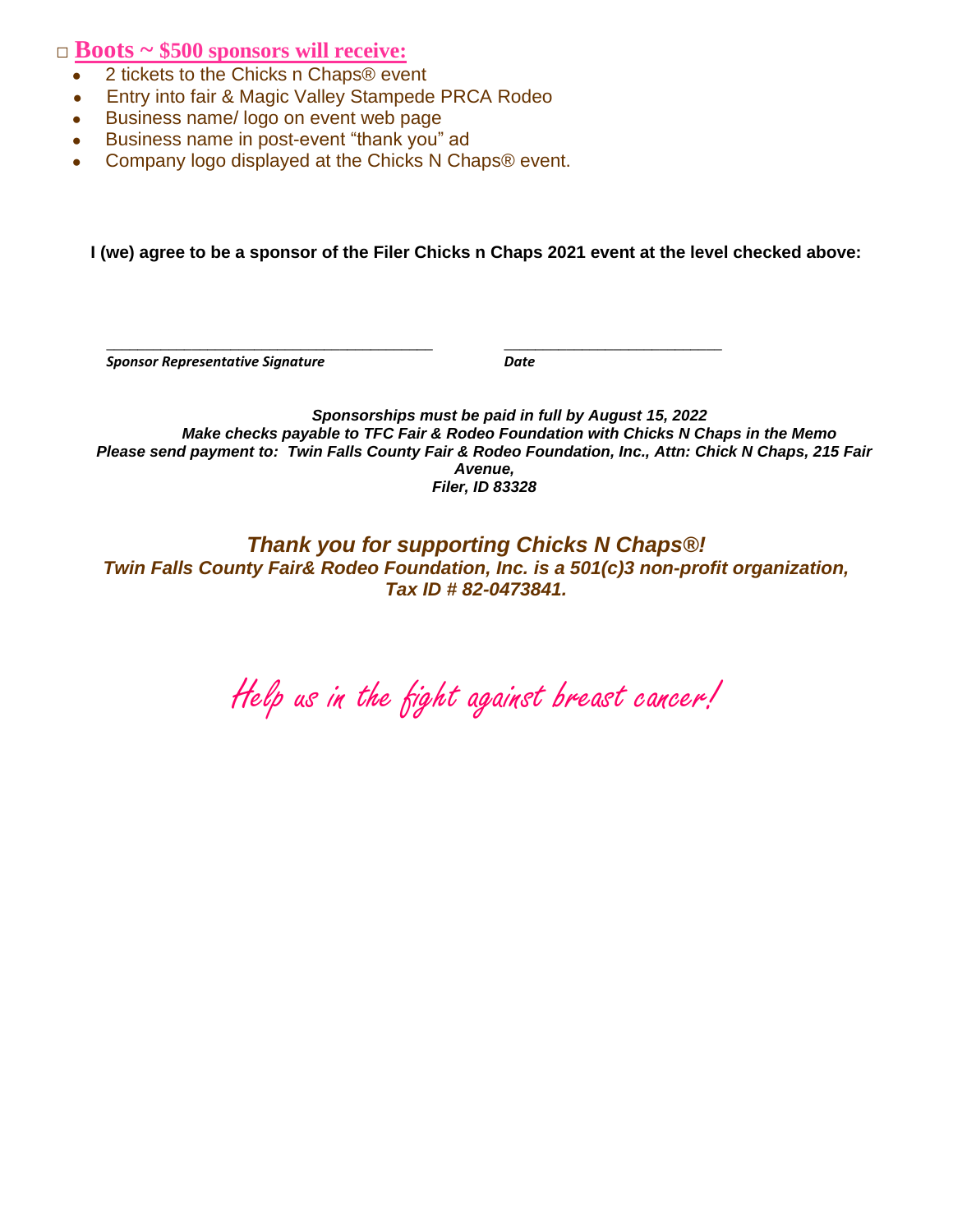□ **Boots ~ $500 sponsors will receive:**

- 2 tickets to the Chicks n Chaps® event
- Entry into fair & Magic Valley Stampede PRCA Rodeo
- Business name/ logo on event web page
- Business name in post-event "thank you" ad
- Company logo displayed at the Chicks N Chaps® event.

**I (we) agree to be a sponsor of the Filer Chicks n Chaps 2021 event at the level checked above:**

\_\_\_\_\_\_\_\_\_\_\_\_\_\_\_\_\_\_\_\_\_\_\_\_\_\_\_\_\_\_\_\_\_\_\_\_\_\_\_\_ \_\_\_\_\_\_\_\_\_\_\_\_\_\_\_\_\_\_\_\_\_\_\_\_\_\_\_

***Sponsor Representative Signature*** ***Date***

***Sponsorships must be paid in full by August 15, 2022***
***Make checks payable to TFC Fair & Rodeo Foundation with Chicks N Chaps in the Memo***
***Please send payment to: Twin Falls County Fair & Rodeo Foundation, Inc., Attn: Chick N Chaps, 215 Fair Avenue,***
***Filer, ID 83328***

***Thank you for supporting Chicks N Chaps®!***
***Twin Falls County Fair& Rodeo Foundation, Inc. is a 501(c)3 non-profit organization, Tax ID # 82-0473841.***

*Help us in the fight against breast cancer!*